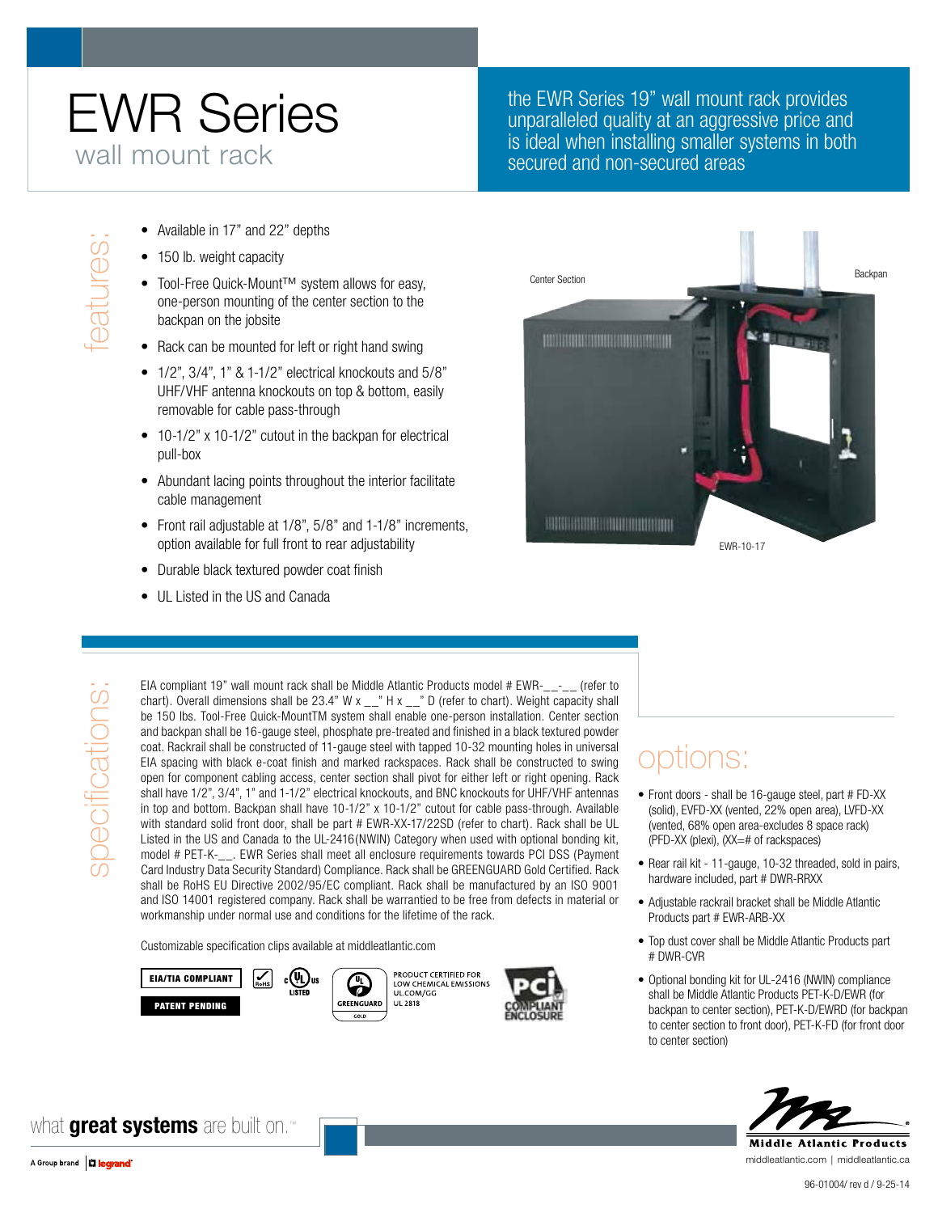# EWR Series

## wall mount rack

the EWR Series 19" wall mount rack provides unparalleled quality at an aggressive price and is ideal when installing smaller systems in both secured and non-secured areas

## features:

- Available in 17" and 22" depths
- 150 lb. weight capacity
- Tool-Free Quick-Mount™ system allows for easy, one-person mounting of the center section to the backpan on the jobsite
- Rack can be mounted for left or right hand swing
- 1/2", 3/4", 1" & 1-1/2" electrical knockouts and 5/8" UHF/VHF antenna knockouts on top & bottom, easily removable for cable pass-through
- 10-1/2" x 10-1/2" cutout in the backpan for electrical pull-box
- Abundant lacing points throughout the interior facilitate cable management
- Front rail adjustable at 1/8", 5/8" and 1-1/8" increments, option available for full front to rear adjustability
- Durable black textured powder coat finish
- UL Listed in the US and Canada

Center Section

Backpan

EWR-10-17

## specifications:

EIA compliant 19" wall mount rack shall be Middle Atlantic Products model # EWR-__-__ (refer to chart). Overall dimensions shall be 23.4" W x __" H x __" D (refer to chart). Weight capacity shall be 150 lbs. Tool-Free Quick-MountTM system shall enable one-person installation. Center section and backpan shall be 16-gauge steel, phosphate pre-treated and finished in a black textured powder coat. Rackrail shall be constructed of 11-gauge steel with tapped 10-32 mounting holes in universal EIA spacing with black e-coat finish and marked rackspaces. Rack shall be constructed to swing open for component cabling access, center section shall pivot for either left or right opening. Rack shall have 1/2", 3/4", 1" and 1-1/2" electrical knockouts, and BNC knockouts for UHF/VHF antennas in top and bottom. Backpan shall have 10-1/2" x 10-1/2" cutout for cable pass-through. Available with standard solid front door, shall be part # EWR-XX-17/22SD (refer to chart). Rack shall be UL Listed in the US and Canada to the UL-2416(NWIN) Category when used with optional bonding kit, model # PET-K-__. EWR Series shall meet all enclosure requirements towards PCI DSS (Payment Card Industry Data Security Standard) Compliance. Rack shall be GREENGUARD Gold Certified. Rack shall be RoHS EU Directive 2002/95/EC compliant. Rack shall be manufactured by an ISO 9001 and ISO 14001 registered company. Rack shall be warrantied to be free from defects in material or workmanship under normal use and conditions for the lifetime of the rack.

Customizable specification clips available at middleatlantic.com

EIA/TIA COMPLIANT | PATENT PENDING | RoHS | c UL us LISTED | GREENGUARD GOLD | PRODUCT CERTIFIED FOR LOW CHEMICAL EMISSIONS UL.COM/GG UL 2818 | PCI COMPLIANT ENCLOSURE

## options:

- Front doors - shall be 16-gauge steel, part # FD-XX (solid), EVFD-XX (vented, 22% open area), LVFD-XX (vented, 68% open area-excludes 8 space rack) (PFD-XX (plexi), (XX=# of rackspaces)
- Rear rail kit - 11-gauge, 10-32 threaded, sold in pairs, hardware included, part # DWR-RRXX
- Adjustable rackrail bracket shall be Middle Atlantic Products part # EWR-ARB-XX
- Top dust cover shall be Middle Atlantic Products part # DWR-CVR
- Optional bonding kit for UL-2416 (NWIN) compliance shall be Middle Atlantic Products PET-K-D/EWR (for backpan to center section), PET-K-D/EWRD (for backpan to center section to front door), PET-K-FD (for front door to center section)

what **great systems** are built on.™

A Group brand | legrand

Middle Atlantic Products

middleatlantic.com | middleatlantic.ca

96-01004/ rev d / 9-25-14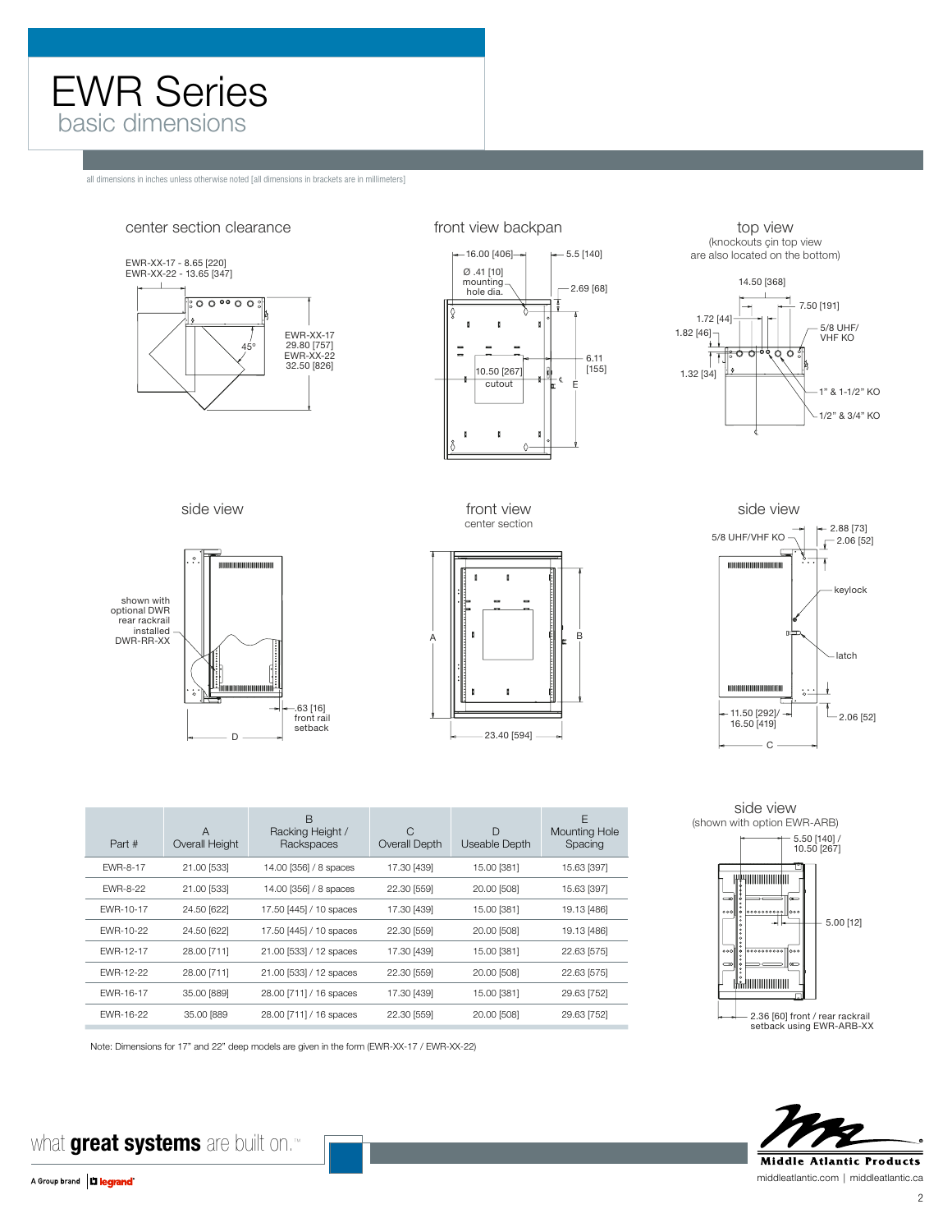# EWR Series

## basic dimensions

all dimensions in inches unless otherwise noted [all dimensions in brackets are in millimeters]

### center section clearance

EWR-XX-17 - 8.65 [220]
EWR-XX-22 - 13.65 [347]

45°

EWR-XX-17
29.80 [757]
EWR-XX-22
32.50 [826]

### front view backpan

16.00 [406]
5.5 [140]
Ø .41 [10] mounting hole dia.
2.69 [68]
6.11 [155]
10.50 [267] cutout
E

### top view

(knockouts çin top view are also located on the bottom)

14.50 [368]
7.50 [191]
1.72 [44]
1.82 [46]
5/8 UHF/ VHF KO
1.32 [34]
1" & 1-1/2" KO
1/2" & 3/4" KO

### side view

shown with optional DWR rear rackrail installed DWR-RR-XX

.63 [16] front rail setback

D

### front view

center section

A
B
23.40 [594]

### side view

2.88 [73]
5/8 UHF/VHF KO
2.06 [52]
keylock
latch
11.50 [292]/ 16.50 [419]
2.06 [52]
C

| Part # | A<br>Overall Height | B<br>Racking Height / Rackspaces | C<br>Overall Depth | D<br>Useable Depth | E<br>Mounting Hole Spacing |
|---|---|---|---|---|---|
| EWR-8-17 | 21.00 [533] | 14.00 [356] / 8 spaces | 17.30 [439] | 15.00 [381] | 15.63 [397] |
| EWR-8-22 | 21.00 [533] | 14.00 [356] / 8 spaces | 22.30 [559] | 20.00 [508] | 15.63 [397] |
| EWR-10-17 | 24.50 [622] | 17.50 [445] / 10 spaces | 17.30 [439] | 15.00 [381] | 19.13 [486] |
| EWR-10-22 | 24.50 [622] | 17.50 [445] / 10 spaces | 22.30 [559] | 20.00 [508] | 19.13 [486] |
| EWR-12-17 | 28.00 [711] | 21.00 [533] / 12 spaces | 17.30 [439] | 15.00 [381] | 22.63 [575] |
| EWR-12-22 | 28.00 [711] | 21.00 [533] / 12 spaces | 22.30 [559] | 20.00 [508] | 22.63 [575] |
| EWR-16-17 | 35.00 [889] | 28.00 [711] / 16 spaces | 17.30 [439] | 15.00 [381] | 29.63 [752] |
| EWR-16-22 | 35.00 [889 | 28.00 [711] / 16 spaces | 22.30 [559] | 20.00 [508] | 29.63 [752] |

Note: Dimensions for 17" and 22" deep models are given in the form (EWR-XX-17 / EWR-XX-22)

### side view

(shown with option EWR-ARB)

5.50 [140] / 10.50 [267]
5.00 [12]
2.36 [60] front / rear rackrail setback using EWR-ARB-XX

what **great systems** are built on.™

A Group brand legrand

Middle Atlantic Products

middleatlantic.com | middleatlantic.ca